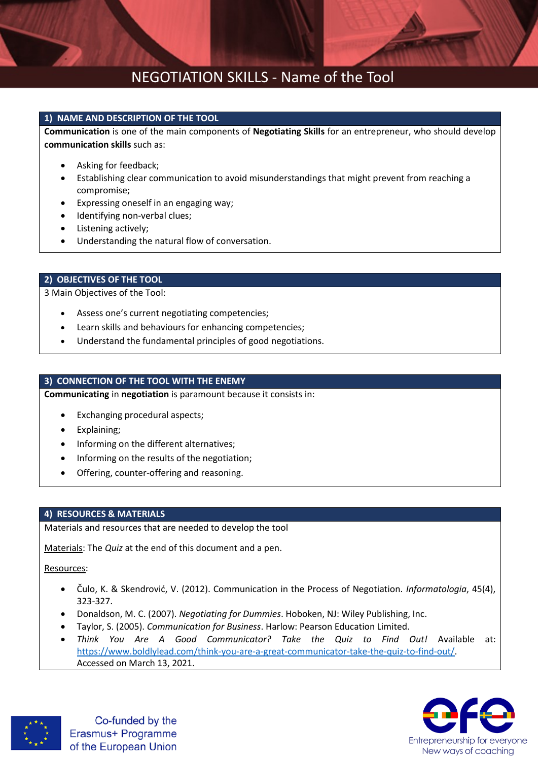# NEGOTIATION SKILLS - Name of the Tool

## 1) NAME AND DESCRIPTION OF THE TOOL

**Communication** is one of the main components of **Negotiating Skills** for an entrepreneur, who should develop **communication skills** such as:

- Asking for feedback;
- Establishing clear communication to avoid misunderstandings that might prevent from reaching a compromise;
- Expressing oneself in an engaging way;
- Identifying non-verbal clues;
- Listening actively;
- Understanding the natural flow of conversation.

## 2) OBJECTIVES OF THE TOOL

3 Main Objectives of the Tool:

- Assess one's current negotiating competencies;
- Learn skills and behaviours for enhancing competencies;
- Understand the fundamental principles of good negotiations.

## 3) CONNECTION OF THE TOOL WITH THE ENEMY

**Communicating** in **negotiation** is paramount because it consists in:

- Exchanging procedural aspects;
- Explaining;
- Informing on the different alternatives;
- Informing on the results of the negotiation;
- Offering, counter-offering and reasoning.

## 4) RESOURCES & MATERIALS

Materials and resources that are needed to develop the tool

Materials: The *Quiz* at the end of this document and a pen.

Resources:

- Čulo, K. & Skendrović, V. (2012). Communication in the Process of Negotiation. *Informatologia*, 45(4), 323-327.
- Donaldson, M. C. (2007). *Negotiating for Dummies*. Hoboken, NJ: Wiley Publishing, Inc.
- Taylor, S. (2005). *Communication for Business*. Harlow: Pearson Education Limited.
- *Think You Are A Good Communicator? Take the Quiz to Find Out!* Available at: https://www.boldlylead.com/think-you-are-a-great-communicator-take-the-quiz-to-find-out/. Accessed on March 13, 2021.

Co-funded by the Erasmus+ Programme of the European Union

Entrepreneurship for everyone
New ways of coaching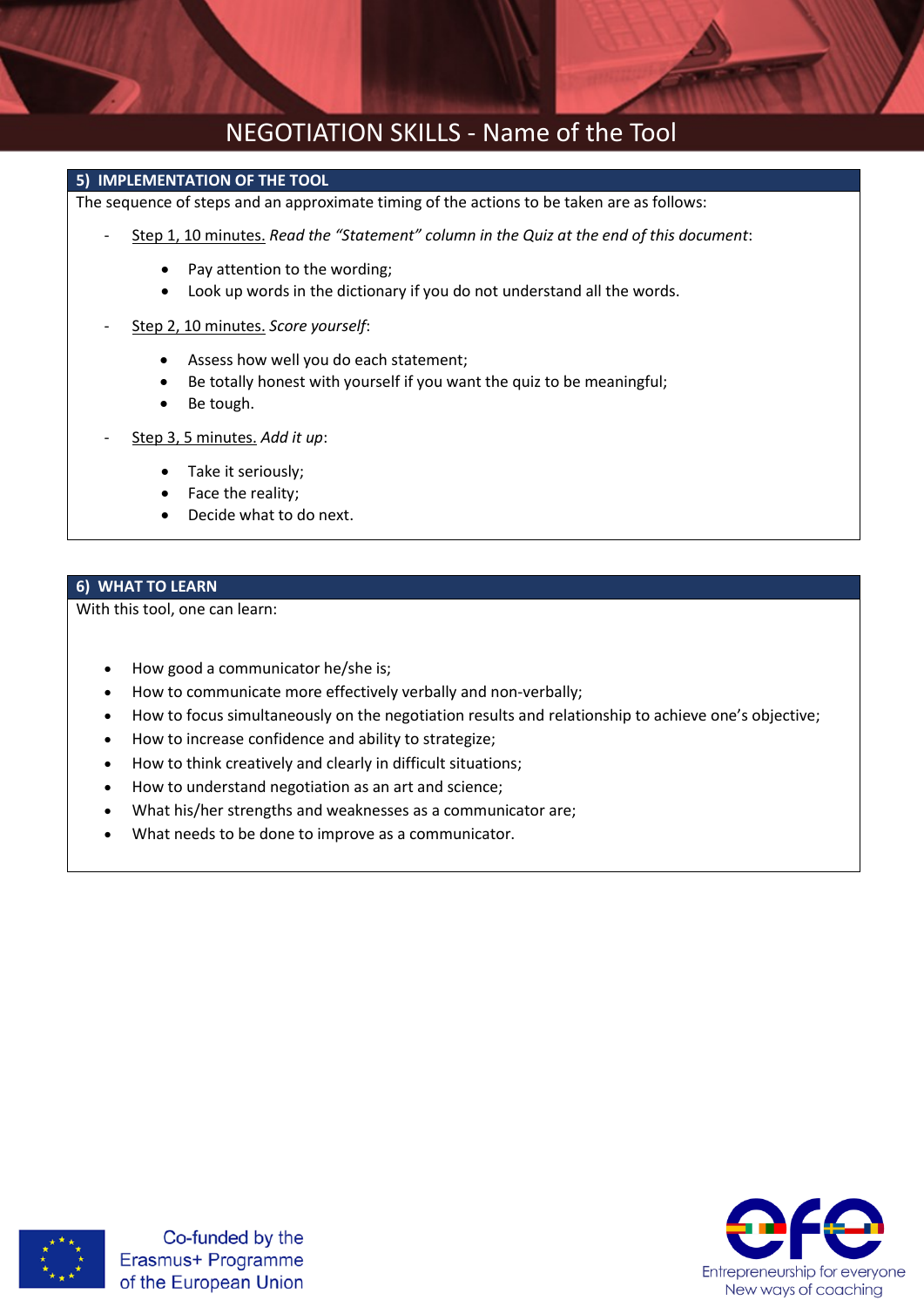## 5) IMPLEMENTATION OF THE TOOL

The sequence of steps and an approximate timing of the actions to be taken are as follows:

- Step 1, 10 minutes. *Read the "Statement" column in the Quiz at the end of this document*:
  - Pay attention to the wording;
  - Look up words in the dictionary if you do not understand all the words.
- Step 2, 10 minutes. *Score yourself*:
  - Assess how well you do each statement;
  - Be totally honest with yourself if you want the quiz to be meaningful;
  - Be tough.
- Step 3, 5 minutes. *Add it up*:
  - Take it seriously;
  - Face the reality;
  - Decide what to do next.

## 6) WHAT TO LEARN

With this tool, one can learn:

- How good a communicator he/she is;
- How to communicate more effectively verbally and non-verbally;
- How to focus simultaneously on the negotiation results and relationship to achieve one's objective;
- How to increase confidence and ability to strategize;
- How to think creatively and clearly in difficult situations;
- How to understand negotiation as an art and science;
- What his/her strengths and weaknesses as a communicator are;
- What needs to be done to improve as a communicator.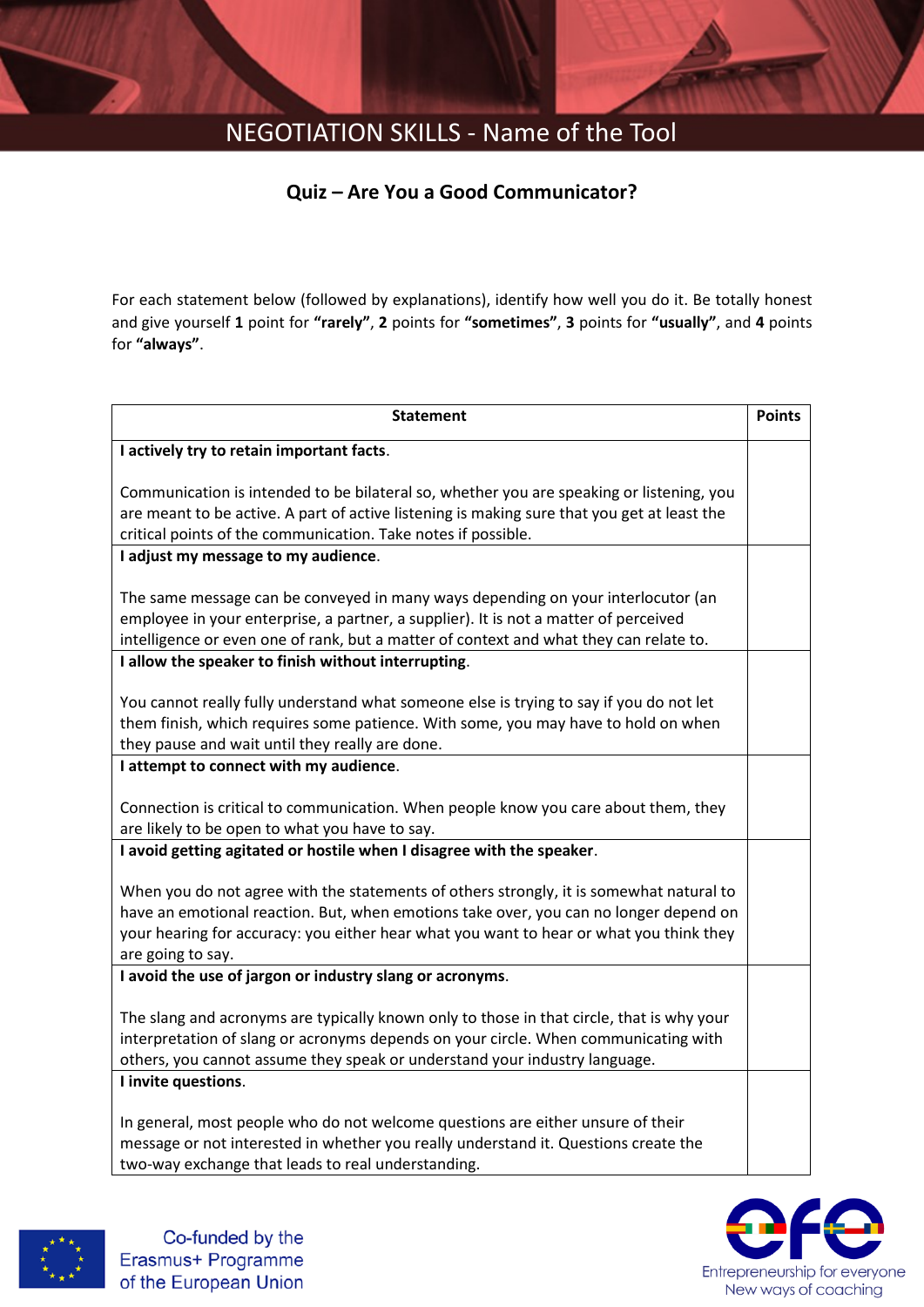## Quiz – Are You a Good Communicator?

For each statement below (followed by explanations), identify how well you do it. Be totally honest and give yourself **1** point for **"rarely"**, **2** points for **"sometimes"**, **3** points for **"usually"**, and **4** points for **"always"**.

| Statement | Points |
|---|---|
| **I actively try to retain important facts**.<br><br>Communication is intended to be bilateral so, whether you are speaking or listening, you are meant to be active. A part of active listening is making sure that you get at least the critical points of the communication. Take notes if possible. | |
| **I adjust my message to my audience**.<br><br>The same message can be conveyed in many ways depending on your interlocutor (an employee in your enterprise, a partner, a supplier). It is not a matter of perceived intelligence or even one of rank, but a matter of context and what they can relate to. | |
| **I allow the speaker to finish without interrupting**.<br><br>You cannot really fully understand what someone else is trying to say if you do not let them finish, which requires some patience. With some, you may have to hold on when they pause and wait until they really are done. | |
| **I attempt to connect with my audience**.<br><br>Connection is critical to communication. When people know you care about them, they are likely to be open to what you have to say. | |
| **I avoid getting agitated or hostile when I disagree with the speaker**.<br><br>When you do not agree with the statements of others strongly, it is somewhat natural to have an emotional reaction. But, when emotions take over, you can no longer depend on your hearing for accuracy: you either hear what you want to hear or what you think they are going to say. | |
| **I avoid the use of jargon or industry slang or acronyms**.<br><br>The slang and acronyms are typically known only to those in that circle, that is why your interpretation of slang or acronyms depends on your circle. When communicating with others, you cannot assume they speak or understand your industry language. | |
| **I invite questions**.<br><br>In general, most people who do not welcome questions are either unsure of their message or not interested in whether you really understand it. Questions create the two-way exchange that leads to real understanding. | |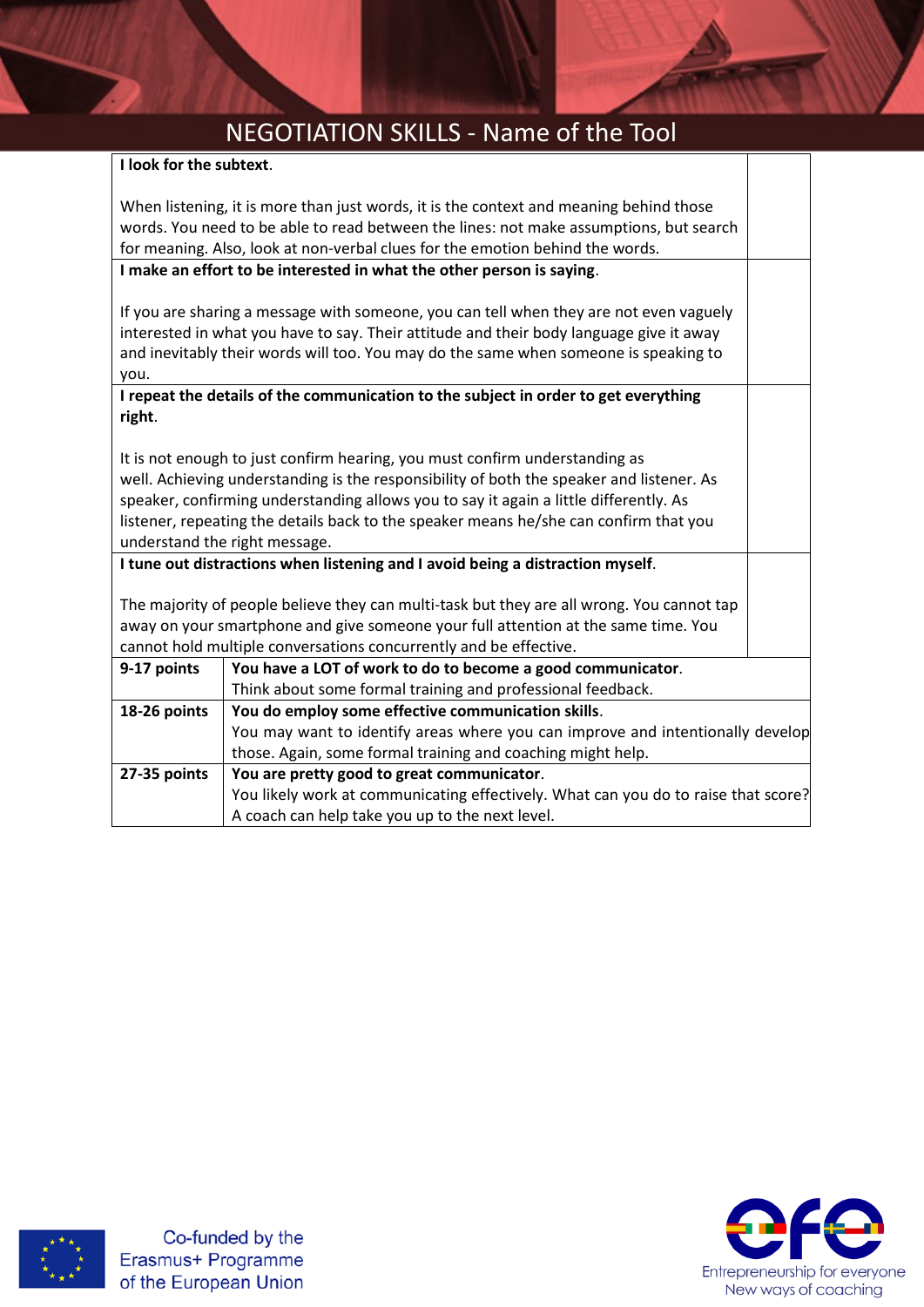| | |
|---|---|
| **I look for the subtext**.<br><br>When listening, it is more than just words, it is the context and meaning behind those words. You need to be able to read between the lines: not make assumptions, but search for meaning. Also, look at non-verbal clues for the emotion behind the words. | |
| **I make an effort to be interested in what the other person is saying**.<br><br>If you are sharing a message with someone, you can tell when they are not even vaguely interested in what you have to say. Their attitude and their body language give it away and inevitably their words will too. You may do the same when someone is speaking to you. | |
| **I repeat the details of the communication to the subject in order to get everything right**.<br><br>It is not enough to just confirm hearing, you must confirm understanding as well. Achieving understanding is the responsibility of both the speaker and listener. As speaker, confirming understanding allows you to say it again a little differently. As listener, repeating the details back to the speaker means he/she can confirm that you understand the right message. | |
| **I tune out distractions when listening and I avoid being a distraction myself**.<br><br>The majority of people believe they can multi-task but they are all wrong. You cannot tap away on your smartphone and give someone your full attention at the same time. You cannot hold multiple conversations concurrently and be effective. | |

| | |
|---|---|
| **9-17 points** | **You have a LOT of work to do to become a good communicator**.<br>Think about some formal training and professional feedback. |
| **18-26 points** | **You do employ some effective communication skills**.<br>You may want to identify areas where you can improve and intentionally develop those. Again, some formal training and coaching might help. |
| **27-35 points** | **You are pretty good to great communicator**.<br>You likely work at communicating effectively. What can you do to raise that score? A coach can help take you up to the next level. |

Co-funded by the Erasmus+ Programme of the European Union

Entrepreneurship for everyone
New ways of coaching